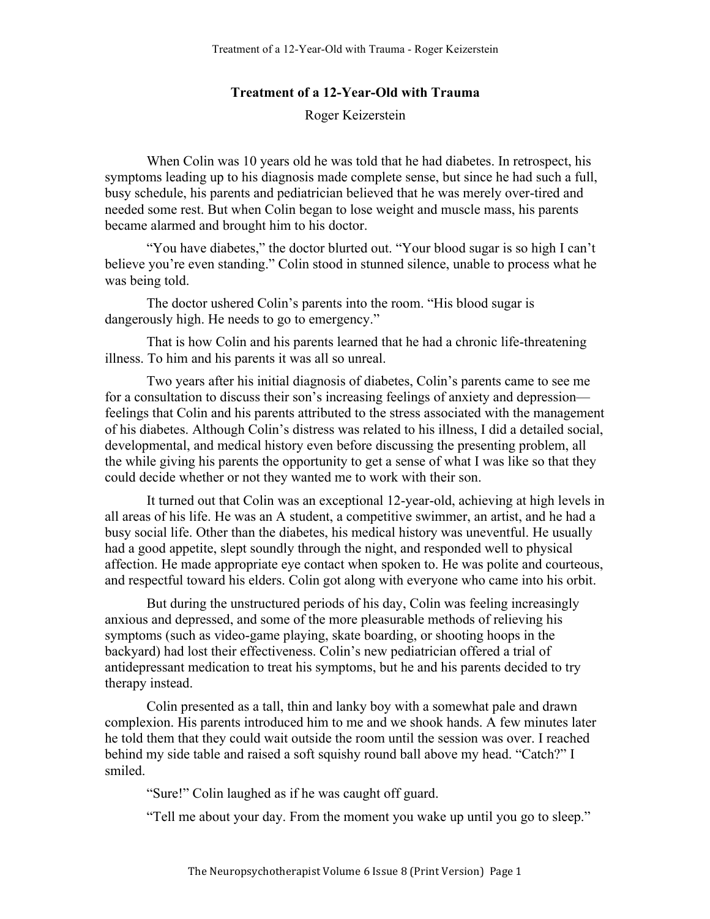# Treatment of a 12-Year-Old with Trauma

Roger Keizerstein

When Colin was 10 years old he was told that he had diabetes. In retrospect, his symptoms leading up to his diagnosis made complete sense, but since he had such a full, busy schedule, his parents and pediatrician believed that he was merely over-tired and needed some rest. But when Colin began to lose weight and muscle mass, his parents became alarmed and brought him to his doctor.

"You have diabetes," the doctor blurted out. "Your blood sugar is so high I can't believe you're even standing." Colin stood in stunned silence, unable to process what he was being told.

The doctor ushered Colin's parents into the room. "His blood sugar is dangerously high. He needs to go to emergency."

That is how Colin and his parents learned that he had a chronic life-threatening illness. To him and his parents it was all so unreal.

Two years after his initial diagnosis of diabetes, Colin's parents came to see me for a consultation to discuss their son's increasing feelings of anxiety and depression—feelings that Colin and his parents attributed to the stress associated with the management of his diabetes. Although Colin's distress was related to his illness, I did a detailed social, developmental, and medical history even before discussing the presenting problem, all the while giving his parents the opportunity to get a sense of what I was like so that they could decide whether or not they wanted me to work with their son.

It turned out that Colin was an exceptional 12-year-old, achieving at high levels in all areas of his life. He was an A student, a competitive swimmer, an artist, and he had a busy social life. Other than the diabetes, his medical history was uneventful. He usually had a good appetite, slept soundly through the night, and responded well to physical affection. He made appropriate eye contact when spoken to. He was polite and courteous, and respectful toward his elders. Colin got along with everyone who came into his orbit.

But during the unstructured periods of his day, Colin was feeling increasingly anxious and depressed, and some of the more pleasurable methods of relieving his symptoms (such as video-game playing, skate boarding, or shooting hoops in the backyard) had lost their effectiveness. Colin's new pediatrician offered a trial of antidepressant medication to treat his symptoms, but he and his parents decided to try therapy instead.

Colin presented as a tall, thin and lanky boy with a somewhat pale and drawn complexion. His parents introduced him to me and we shook hands. A few minutes later he told them that they could wait outside the room until the session was over. I reached behind my side table and raised a soft squishy round ball above my head. "Catch?" I smiled.

"Sure!" Colin laughed as if he was caught off guard.

"Tell me about your day. From the moment you wake up until you go to sleep."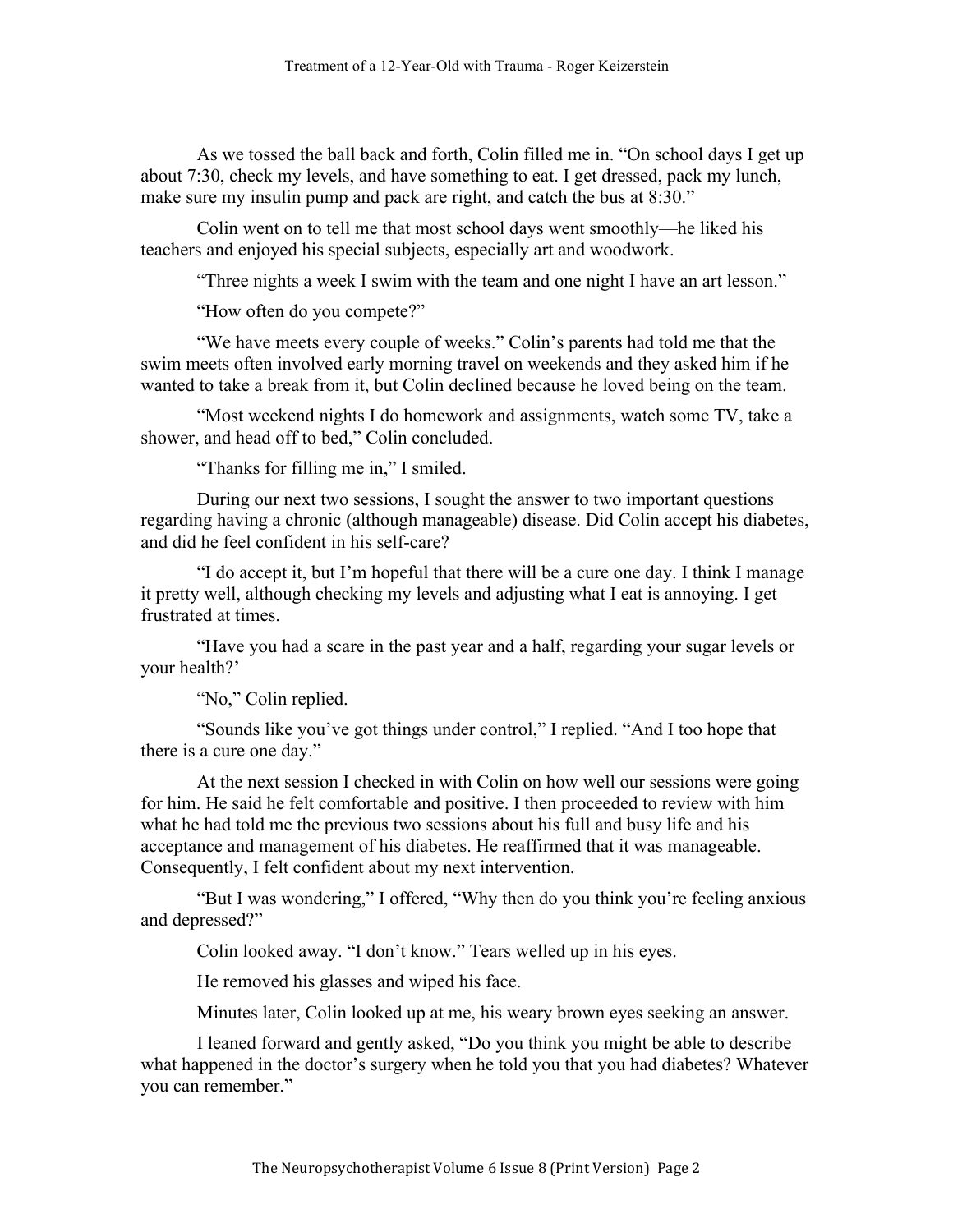As we tossed the ball back and forth, Colin filled me in. "On school days I get up about 7:30, check my levels, and have something to eat. I get dressed, pack my lunch, make sure my insulin pump and pack are right, and catch the bus at 8:30."

Colin went on to tell me that most school days went smoothly—he liked his teachers and enjoyed his special subjects, especially art and woodwork.

"Three nights a week I swim with the team and one night I have an art lesson."

"How often do you compete?"

"We have meets every couple of weeks." Colin's parents had told me that the swim meets often involved early morning travel on weekends and they asked him if he wanted to take a break from it, but Colin declined because he loved being on the team.

"Most weekend nights I do homework and assignments, watch some TV, take a shower, and head off to bed," Colin concluded.

"Thanks for filling me in," I smiled.

During our next two sessions, I sought the answer to two important questions regarding having a chronic (although manageable) disease. Did Colin accept his diabetes, and did he feel confident in his self-care?

"I do accept it, but I'm hopeful that there will be a cure one day. I think I manage it pretty well, although checking my levels and adjusting what I eat is annoying. I get frustrated at times.

"Have you had a scare in the past year and a half, regarding your sugar levels or your health?'

"No," Colin replied.

"Sounds like you've got things under control," I replied. "And I too hope that there is a cure one day."

At the next session I checked in with Colin on how well our sessions were going for him. He said he felt comfortable and positive. I then proceeded to review with him what he had told me the previous two sessions about his full and busy life and his acceptance and management of his diabetes. He reaffirmed that it was manageable. Consequently, I felt confident about my next intervention.

"But I was wondering," I offered, "Why then do you think you're feeling anxious and depressed?"

Colin looked away. "I don't know." Tears welled up in his eyes.

He removed his glasses and wiped his face.

Minutes later, Colin looked up at me, his weary brown eyes seeking an answer.

I leaned forward and gently asked, "Do you think you might be able to describe what happened in the doctor's surgery when he told you that you had diabetes? Whatever you can remember."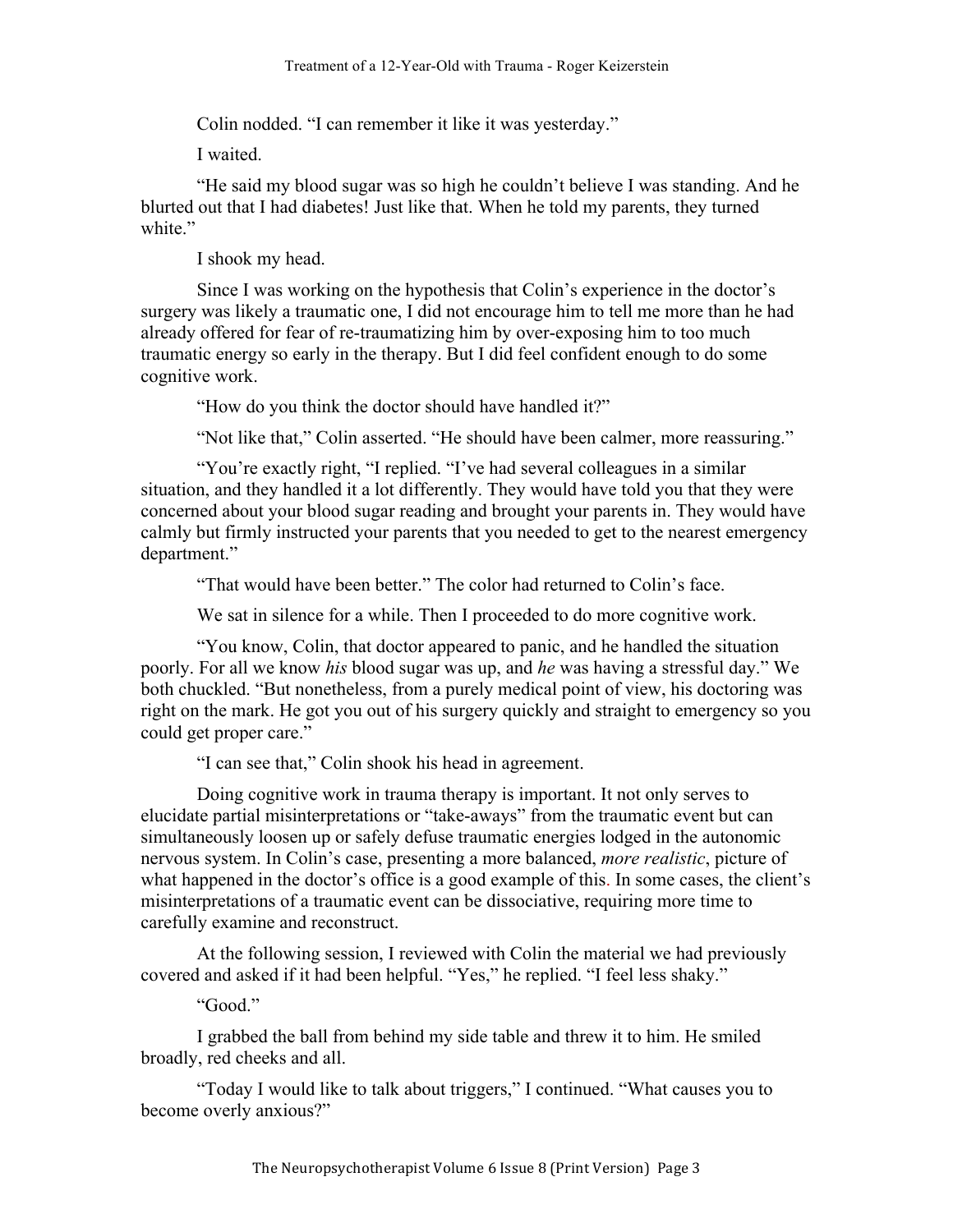Colin nodded. "I can remember it like it was yesterday."

I waited.

"He said my blood sugar was so high he couldn't believe I was standing. And he blurted out that I had diabetes! Just like that. When he told my parents, they turned white."

I shook my head.

Since I was working on the hypothesis that Colin's experience in the doctor's surgery was likely a traumatic one, I did not encourage him to tell me more than he had already offered for fear of re-traumatizing him by over-exposing him to too much traumatic energy so early in the therapy. But I did feel confident enough to do some cognitive work.

"How do you think the doctor should have handled it?"

"Not like that," Colin asserted. "He should have been calmer, more reassuring."

"You're exactly right, "I replied. "I've had several colleagues in a similar situation, and they handled it a lot differently. They would have told you that they were concerned about your blood sugar reading and brought your parents in. They would have calmly but firmly instructed your parents that you needed to get to the nearest emergency department."

"That would have been better." The color had returned to Colin's face.

We sat in silence for a while. Then I proceeded to do more cognitive work.

"You know, Colin, that doctor appeared to panic, and he handled the situation poorly. For all we know *his* blood sugar was up, and *he* was having a stressful day." We both chuckled. "But nonetheless, from a purely medical point of view, his doctoring was right on the mark. He got you out of his surgery quickly and straight to emergency so you could get proper care."

"I can see that," Colin shook his head in agreement.

Doing cognitive work in trauma therapy is important. It not only serves to elucidate partial misinterpretations or "take-aways" from the traumatic event but can simultaneously loosen up or safely defuse traumatic energies lodged in the autonomic nervous system. In Colin's case, presenting a more balanced, *more realistic*, picture of what happened in the doctor's office is a good example of this. In some cases, the client's misinterpretations of a traumatic event can be dissociative, requiring more time to carefully examine and reconstruct.

At the following session, I reviewed with Colin the material we had previously covered and asked if it had been helpful. "Yes," he replied. "I feel less shaky."

"Good."

I grabbed the ball from behind my side table and threw it to him. He smiled broadly, red cheeks and all.

"Today I would like to talk about triggers," I continued. "What causes you to become overly anxious?"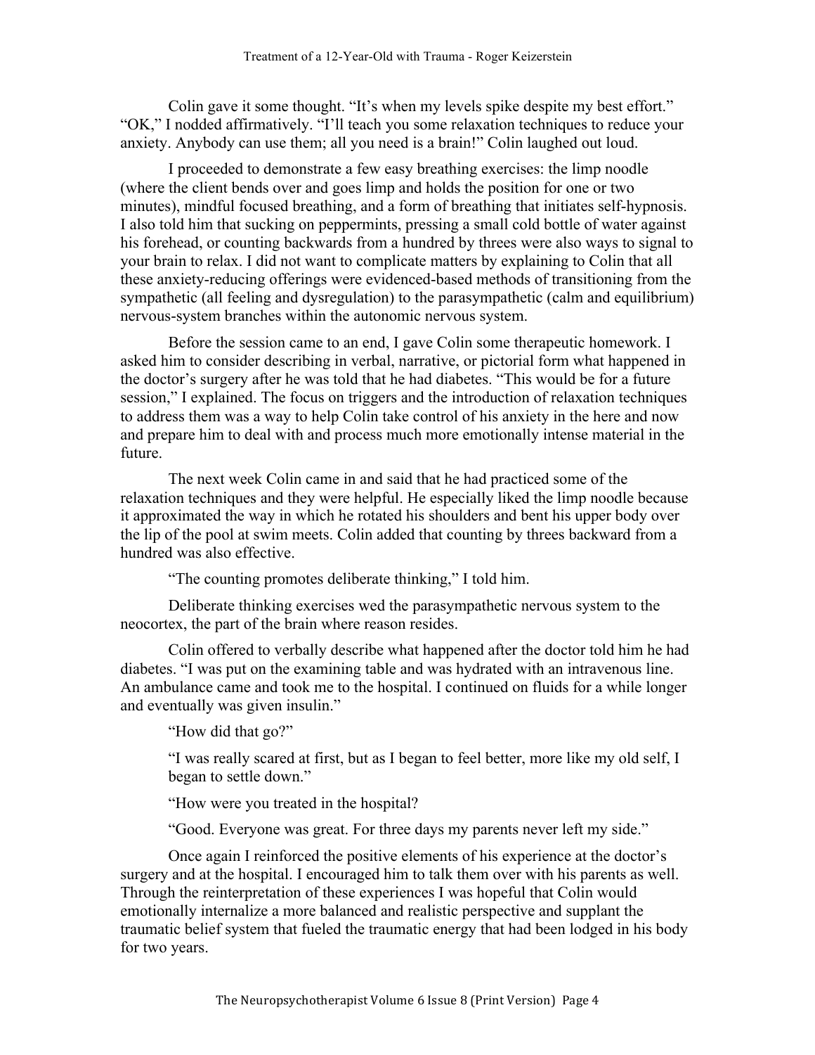Colin gave it some thought. "It's when my levels spike despite my best effort." "OK," I nodded affirmatively. "I'll teach you some relaxation techniques to reduce your anxiety. Anybody can use them; all you need is a brain!" Colin laughed out loud.

I proceeded to demonstrate a few easy breathing exercises: the limp noodle (where the client bends over and goes limp and holds the position for one or two minutes), mindful focused breathing, and a form of breathing that initiates self-hypnosis. I also told him that sucking on peppermints, pressing a small cold bottle of water against his forehead, or counting backwards from a hundred by threes were also ways to signal to your brain to relax. I did not want to complicate matters by explaining to Colin that all these anxiety-reducing offerings were evidenced-based methods of transitioning from the sympathetic (all feeling and dysregulation) to the parasympathetic (calm and equilibrium) nervous-system branches within the autonomic nervous system.

Before the session came to an end, I gave Colin some therapeutic homework. I asked him to consider describing in verbal, narrative, or pictorial form what happened in the doctor's surgery after he was told that he had diabetes. "This would be for a future session," I explained. The focus on triggers and the introduction of relaxation techniques to address them was a way to help Colin take control of his anxiety in the here and now and prepare him to deal with and process much more emotionally intense material in the future.

The next week Colin came in and said that he had practiced some of the relaxation techniques and they were helpful. He especially liked the limp noodle because it approximated the way in which he rotated his shoulders and bent his upper body over the lip of the pool at swim meets. Colin added that counting by threes backward from a hundred was also effective.

"The counting promotes deliberate thinking," I told him.

Deliberate thinking exercises wed the parasympathetic nervous system to the neocortex, the part of the brain where reason resides.

Colin offered to verbally describe what happened after the doctor told him he had diabetes. "I was put on the examining table and was hydrated with an intravenous line. An ambulance came and took me to the hospital. I continued on fluids for a while longer and eventually was given insulin."

"How did that go?"

"I was really scared at first, but as I began to feel better, more like my old self, I began to settle down."

"How were you treated in the hospital?

"Good. Everyone was great. For three days my parents never left my side."

Once again I reinforced the positive elements of his experience at the doctor's surgery and at the hospital. I encouraged him to talk them over with his parents as well. Through the reinterpretation of these experiences I was hopeful that Colin would emotionally internalize a more balanced and realistic perspective and supplant the traumatic belief system that fueled the traumatic energy that had been lodged in his body for two years.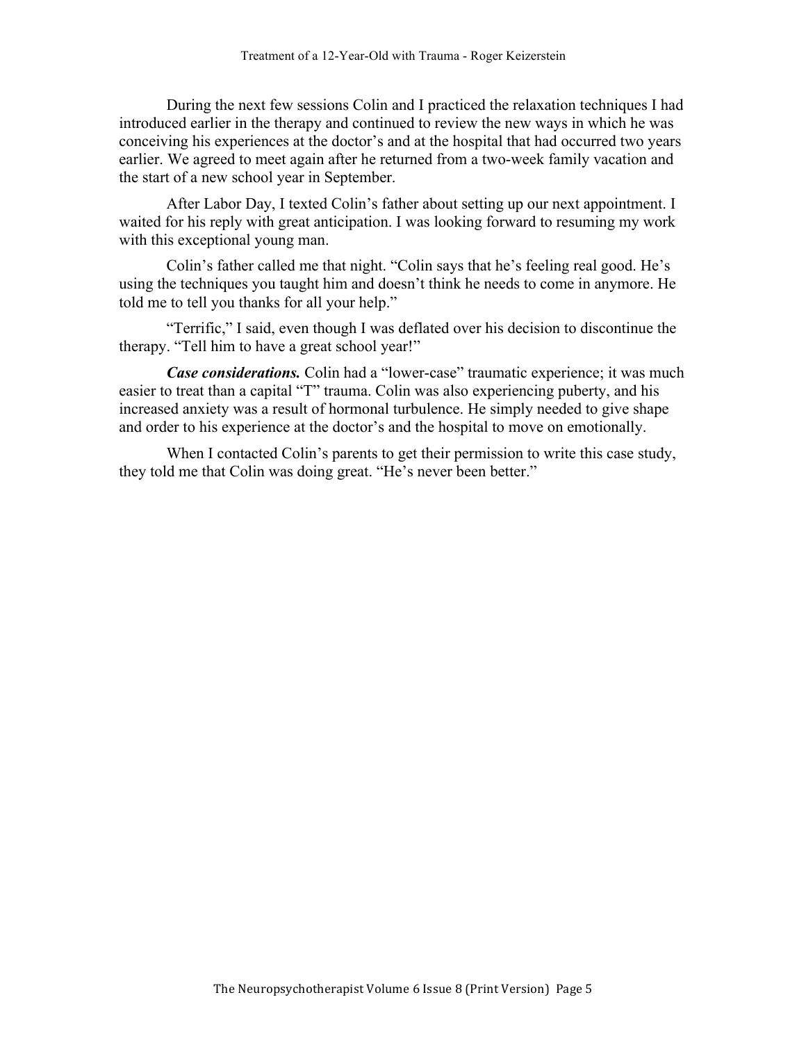During the next few sessions Colin and I practiced the relaxation techniques I had introduced earlier in the therapy and continued to review the new ways in which he was conceiving his experiences at the doctor's and at the hospital that had occurred two years earlier. We agreed to meet again after he returned from a two-week family vacation and the start of a new school year in September.

After Labor Day, I texted Colin's father about setting up our next appointment. I waited for his reply with great anticipation. I was looking forward to resuming my work with this exceptional young man.

Colin's father called me that night. "Colin says that he's feeling real good. He's using the techniques you taught him and doesn't think he needs to come in anymore. He told me to tell you thanks for all your help."

"Terrific," I said, even though I was deflated over his decision to discontinue the therapy. "Tell him to have a great school year!"

***Case considerations.*** Colin had a "lower-case" traumatic experience; it was much easier to treat than a capital "T" trauma. Colin was also experiencing puberty, and his increased anxiety was a result of hormonal turbulence. He simply needed to give shape and order to his experience at the doctor's and the hospital to move on emotionally.

When I contacted Colin's parents to get their permission to write this case study, they told me that Colin was doing great. "He's never been better."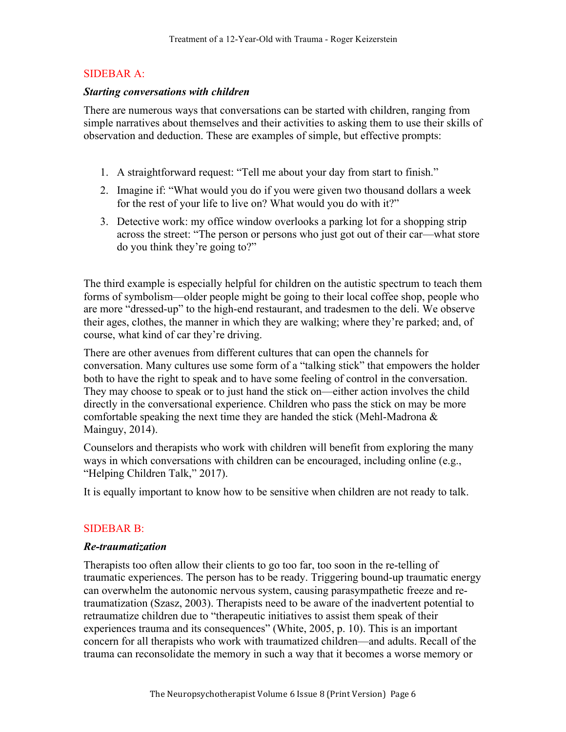SIDEBAR A:

***Starting conversations with children***

There are numerous ways that conversations can be started with children, ranging from simple narratives about themselves and their activities to asking them to use their skills of observation and deduction. These are examples of simple, but effective prompts:

1. A straightforward request: "Tell me about your day from start to finish."
2. Imagine if: "What would you do if you were given two thousand dollars a week for the rest of your life to live on? What would you do with it?"
3. Detective work: my office window overlooks a parking lot for a shopping strip across the street: "The person or persons who just got out of their car—what store do you think they're going to?"

The third example is especially helpful for children on the autistic spectrum to teach them forms of symbolism—older people might be going to their local coffee shop, people who are more "dressed-up" to the high-end restaurant, and tradesmen to the deli. We observe their ages, clothes, the manner in which they are walking; where they're parked; and, of course, what kind of car they're driving.

There are other avenues from different cultures that can open the channels for conversation. Many cultures use some form of a "talking stick" that empowers the holder both to have the right to speak and to have some feeling of control in the conversation. They may choose to speak or to just hand the stick on—either action involves the child directly in the conversational experience. Children who pass the stick on may be more comfortable speaking the next time they are handed the stick (Mehl-Madrona & Mainguy, 2014).

Counselors and therapists who work with children will benefit from exploring the many ways in which conversations with children can be encouraged, including online (e.g., "Helping Children Talk," 2017).

It is equally important to know how to be sensitive when children are not ready to talk.

SIDEBAR B:

***Re-traumatization***

Therapists too often allow their clients to go too far, too soon in the re-telling of traumatic experiences. The person has to be ready. Triggering bound-up traumatic energy can overwhelm the autonomic nervous system, causing parasympathetic freeze and re-traumatization (Szasz, 2003). Therapists need to be aware of the inadvertent potential to retraumatize children due to "therapeutic initiatives to assist them speak of their experiences trauma and its consequences" (White, 2005, p. 10). This is an important concern for all therapists who work with traumatized children—and adults. Recall of the trauma can reconsolidate the memory in such a way that it becomes a worse memory or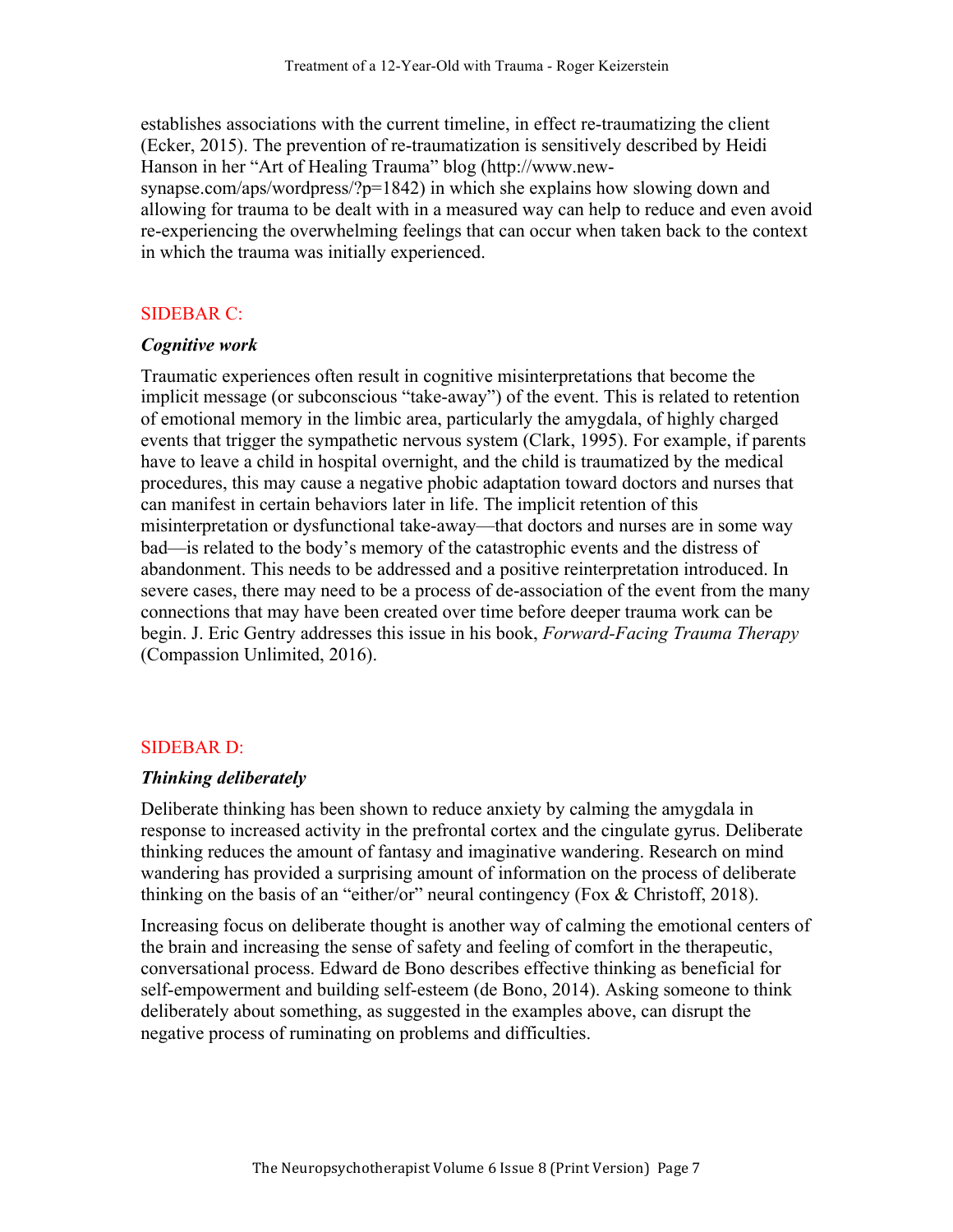establishes associations with the current timeline, in effect re-traumatizing the client (Ecker, 2015). The prevention of re-traumatization is sensitively described by Heidi Hanson in her "Art of Healing Trauma" blog (http://www.new-synapse.com/aps/wordpress/?p=1842) in which she explains how slowing down and allowing for trauma to be dealt with in a measured way can help to reduce and even avoid re-experiencing the overwhelming feelings that can occur when taken back to the context in which the trauma was initially experienced.

## SIDEBAR C:

### *Cognitive work*

Traumatic experiences often result in cognitive misinterpretations that become the implicit message (or subconscious "take-away") of the event. This is related to retention of emotional memory in the limbic area, particularly the amygdala, of highly charged events that trigger the sympathetic nervous system (Clark, 1995). For example, if parents have to leave a child in hospital overnight, and the child is traumatized by the medical procedures, this may cause a negative phobic adaptation toward doctors and nurses that can manifest in certain behaviors later in life. The implicit retention of this misinterpretation or dysfunctional take-away—that doctors and nurses are in some way bad—is related to the body's memory of the catastrophic events and the distress of abandonment. This needs to be addressed and a positive reinterpretation introduced. In severe cases, there may need to be a process of de-association of the event from the many connections that may have been created over time before deeper trauma work can be begin. J. Eric Gentry addresses this issue in his book, *Forward-Facing Trauma Therapy* (Compassion Unlimited, 2016).

## SIDEBAR D:

### *Thinking deliberately*

Deliberate thinking has been shown to reduce anxiety by calming the amygdala in response to increased activity in the prefrontal cortex and the cingulate gyrus. Deliberate thinking reduces the amount of fantasy and imaginative wandering. Research on mind wandering has provided a surprising amount of information on the process of deliberate thinking on the basis of an "either/or" neural contingency (Fox & Christoff, 2018).

Increasing focus on deliberate thought is another way of calming the emotional centers of the brain and increasing the sense of safety and feeling of comfort in the therapeutic, conversational process. Edward de Bono describes effective thinking as beneficial for self-empowerment and building self-esteem (de Bono, 2014). Asking someone to think deliberately about something, as suggested in the examples above, can disrupt the negative process of ruminating on problems and difficulties.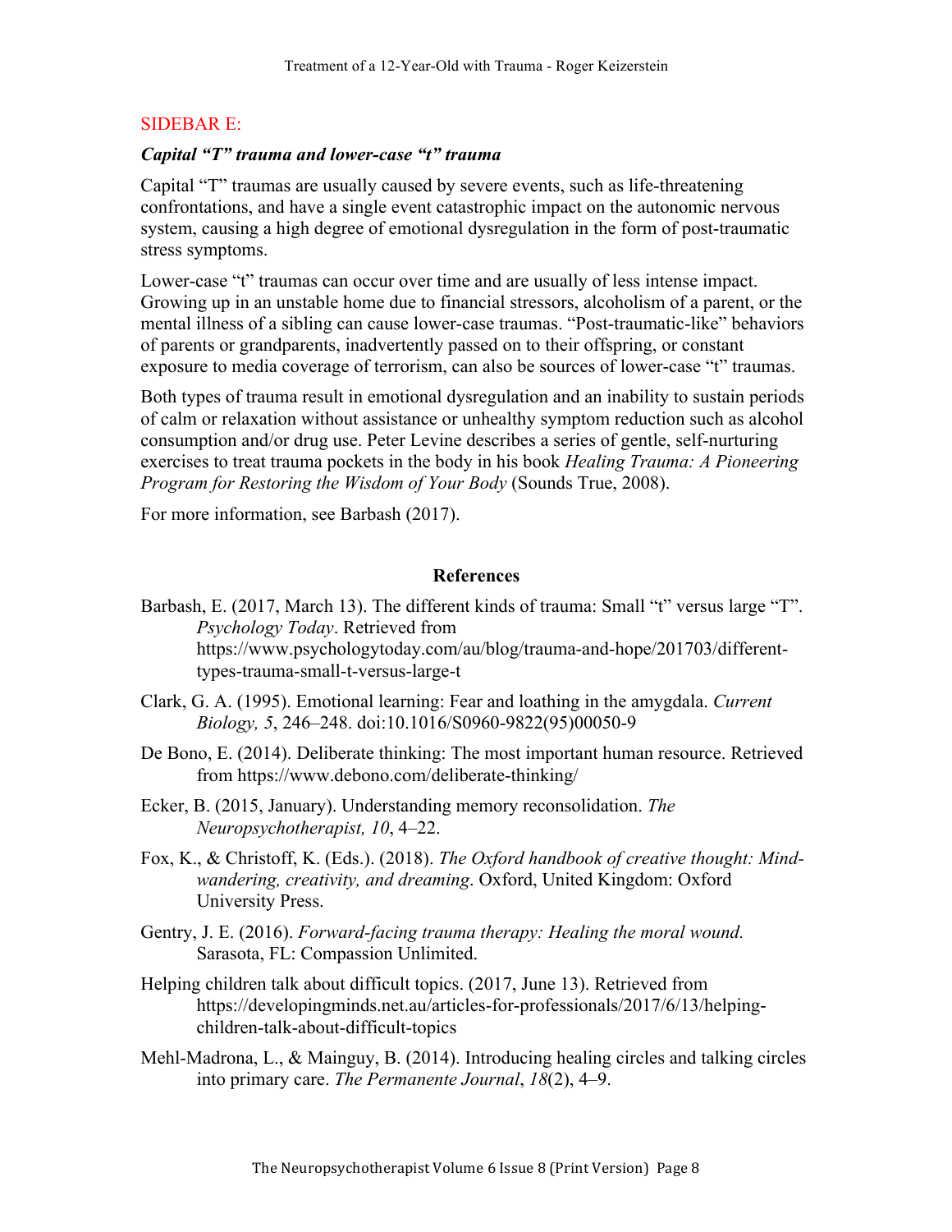## SIDEBAR E:

### *Capital "T" trauma and lower-case "t" trauma*

Capital "T" traumas are usually caused by severe events, such as life-threatening confrontations, and have a single event catastrophic impact on the autonomic nervous system, causing a high degree of emotional dysregulation in the form of post-traumatic stress symptoms.

Lower-case "t" traumas can occur over time and are usually of less intense impact. Growing up in an unstable home due to financial stressors, alcoholism of a parent, or the mental illness of a sibling can cause lower-case traumas. "Post-traumatic-like" behaviors of parents or grandparents, inadvertently passed on to their offspring, or constant exposure to media coverage of terrorism, can also be sources of lower-case "t" traumas.

Both types of trauma result in emotional dysregulation and an inability to sustain periods of calm or relaxation without assistance or unhealthy symptom reduction such as alcohol consumption and/or drug use. Peter Levine describes a series of gentle, self-nurturing exercises to treat trauma pockets in the body in his book *Healing Trauma: A Pioneering Program for Restoring the Wisdom of Your Body* (Sounds True, 2008).

For more information, see Barbash (2017).

## References

Barbash, E. (2017, March 13). The different kinds of trauma: Small "t" versus large "T". *Psychology Today*. Retrieved from https://www.psychologytoday.com/au/blog/trauma-and-hope/201703/different-types-trauma-small-t-versus-large-t

Clark, G. A. (1995). Emotional learning: Fear and loathing in the amygdala. *Current Biology, 5*, 246–248. doi:10.1016/S0960-9822(95)00050-9

De Bono, E. (2014). Deliberate thinking: The most important human resource. Retrieved from https://www.debono.com/deliberate-thinking/

Ecker, B. (2015, January). Understanding memory reconsolidation. *The Neuropsychotherapist, 10*, 4–22.

Fox, K., & Christoff, K. (Eds.). (2018). *The Oxford handbook of creative thought: Mind-wandering, creativity, and dreaming*. Oxford, United Kingdom: Oxford University Press.

Gentry, J. E. (2016). *Forward-facing trauma therapy: Healing the moral wound.* Sarasota, FL: Compassion Unlimited.

Helping children talk about difficult topics. (2017, June 13). Retrieved from https://developingminds.net.au/articles-for-professionals/2017/6/13/helping-children-talk-about-difficult-topics

Mehl-Madrona, L., & Mainguy, B. (2014). Introducing healing circles and talking circles into primary care. *The Permanente Journal*, *18*(2), 4–9.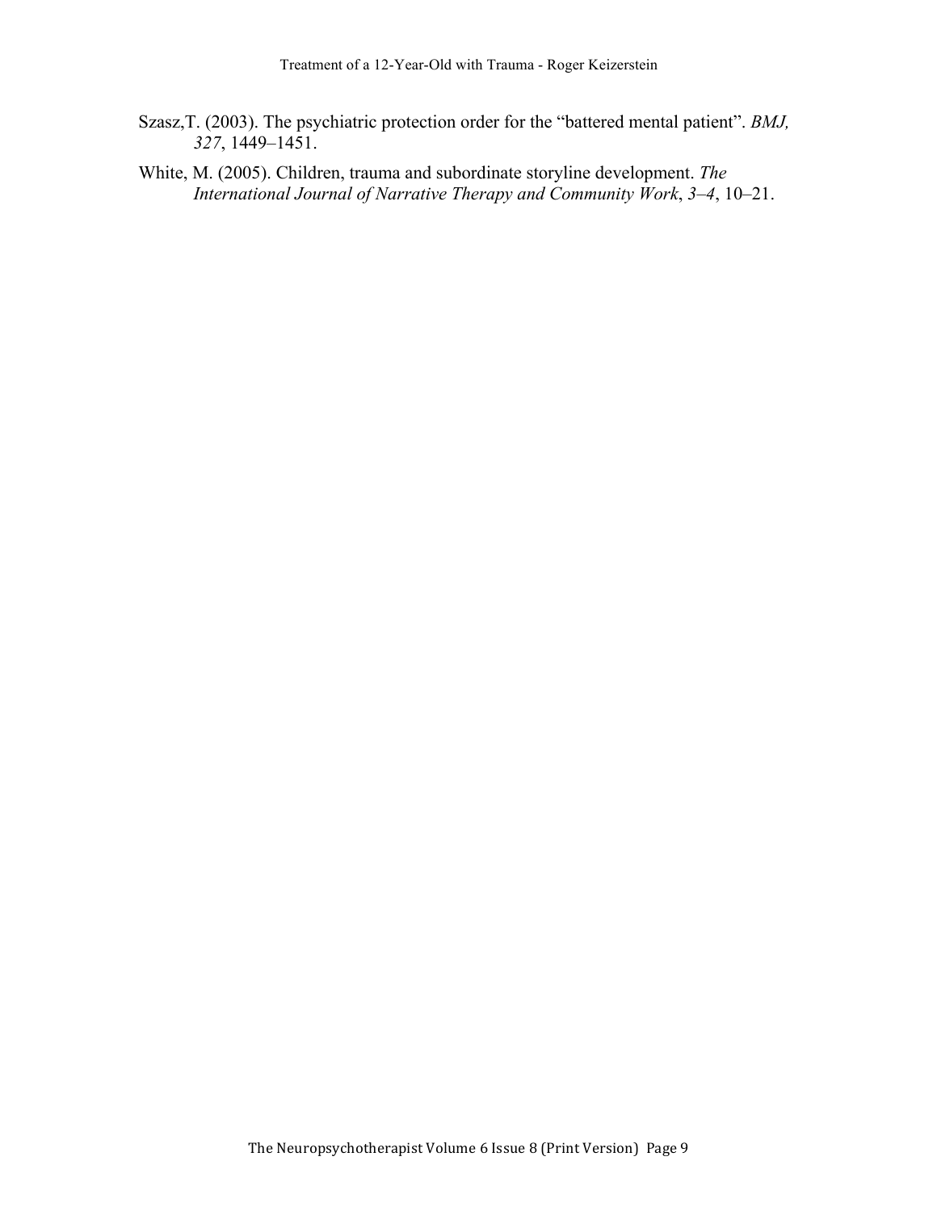Szasz,T. (2003). The psychiatric protection order for the "battered mental patient". *BMJ, 327*, 1449–1451.

White, M. (2005). Children, trauma and subordinate storyline development. *The International Journal of Narrative Therapy and Community Work*, *3–4*, 10–21.